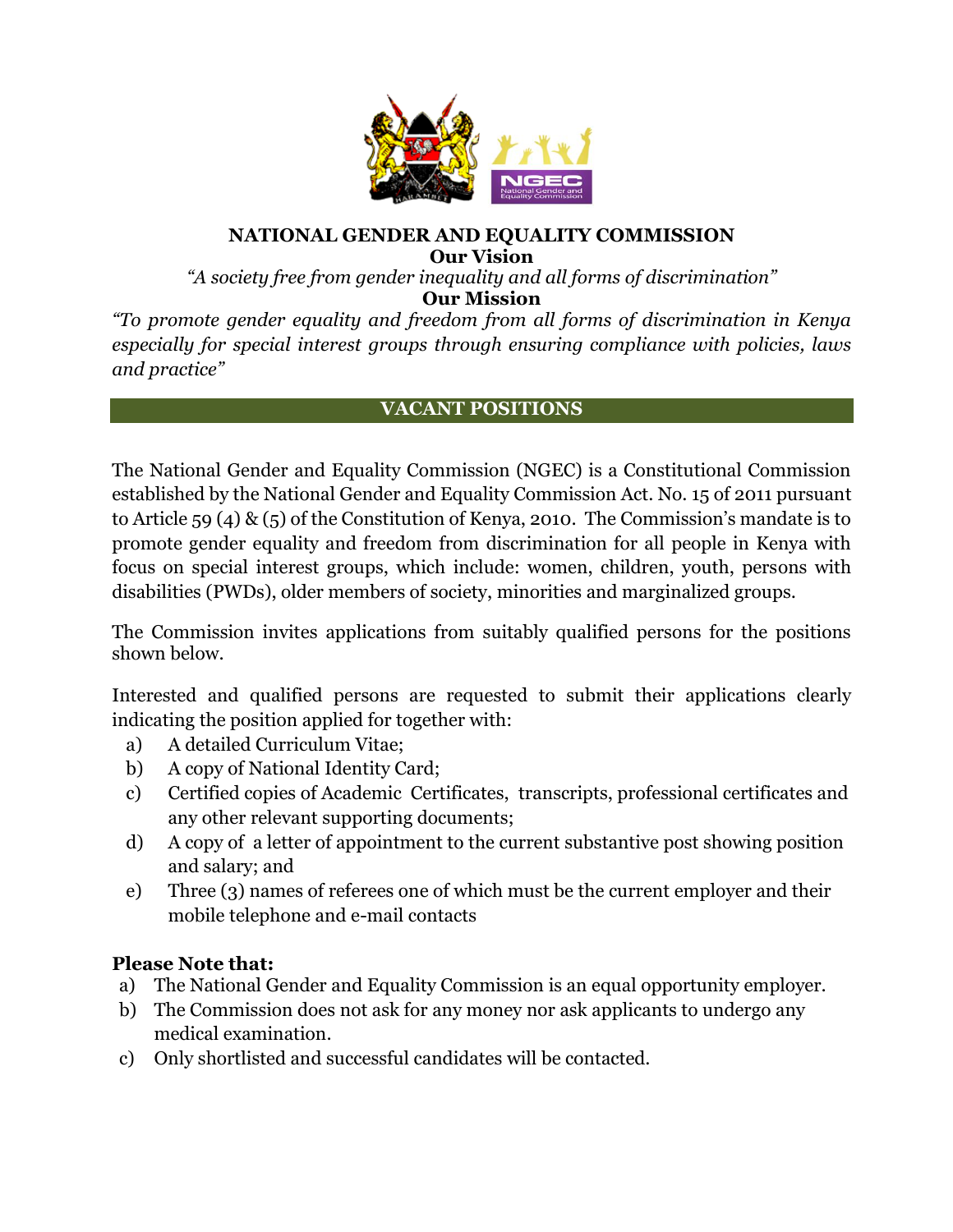# NATIONAL GENDER AND EQUALITY COMMISSION

**Our Vision**

*"A society free from gender inequality and all forms of discrimination"*

**Our Mission**

*"To promote gender equality and freedom from all forms of discrimination in Kenya especially for special interest groups through ensuring compliance with policies, laws and practice"*

## VACANT POSITIONS

The National Gender and Equality Commission (NGEC) is a Constitutional Commission established by the National Gender and Equality Commission Act. No. 15 of 2011 pursuant to Article 59 (4) & (5) of the Constitution of Kenya, 2010. The Commission's mandate is to promote gender equality and freedom from discrimination for all people in Kenya with focus on special interest groups, which include: women, children, youth, persons with disabilities (PWDs), older members of society, minorities and marginalized groups.

The Commission invites applications from suitably qualified persons for the positions shown below.

Interested and qualified persons are requested to submit their applications clearly indicating the position applied for together with:

a) A detailed Curriculum Vitae;
b) A copy of National Identity Card;
c) Certified copies of Academic Certificates, transcripts, professional certificates and any other relevant supporting documents;
d) A copy of a letter of appointment to the current substantive post showing position and salary; and
e) Three (3) names of referees one of which must be the current employer and their mobile telephone and e-mail contacts

**Please Note that:**

a) The National Gender and Equality Commission is an equal opportunity employer.
b) The Commission does not ask for any money nor ask applicants to undergo any medical examination.
c) Only shortlisted and successful candidates will be contacted.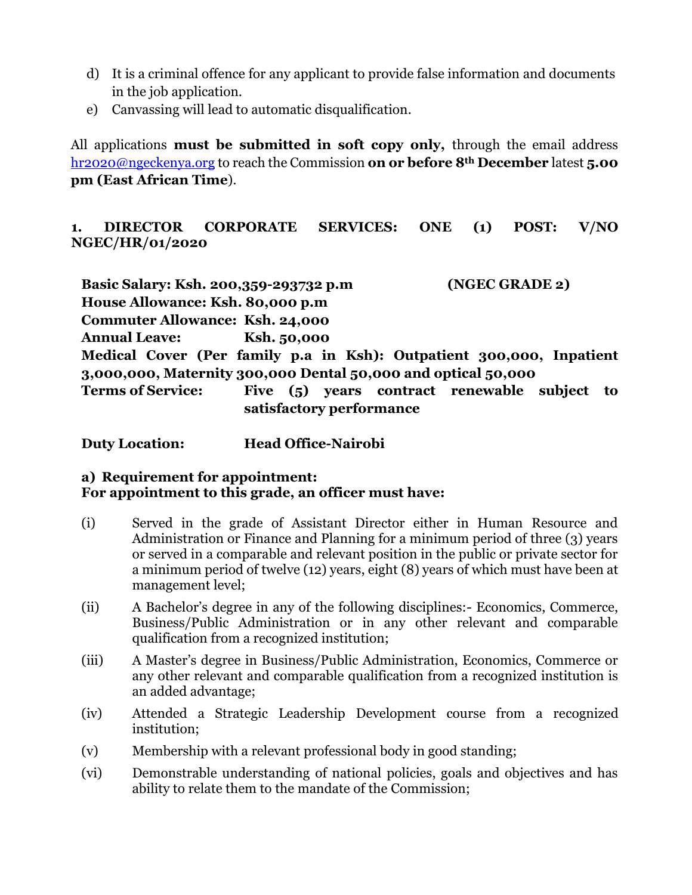d) It is a criminal offence for any applicant to provide false information and documents in the job application.

e) Canvassing will lead to automatic disqualification.

All applications **must be submitted in soft copy only,** through the email address hr2020@ngeckenya.org to reach the Commission **on or before 8th December** latest **5.00 pm (East African Time**).

## 1. DIRECTOR CORPORATE SERVICES: ONE (1) POST: V/NO NGEC/HR/01/2020

**Basic Salary: Ksh. 200,359-293732 p.m (NGEC GRADE 2)**

**House Allowance: Ksh. 80,000 p.m**

**Commuter Allowance: Ksh. 24,000**

**Annual Leave: Ksh. 50,000**

**Medical Cover (Per family p.a in Ksh): Outpatient 300,000, Inpatient 3,000,000, Maternity 300,000 Dental 50,000 and optical 50,000**

**Terms of Service: Five (5) years contract renewable subject to satisfactory performance**

**Duty Location: Head Office-Nairobi**

### a) Requirement for appointment:

**For appointment to this grade, an officer must have:**

(i) Served in the grade of Assistant Director either in Human Resource and Administration or Finance and Planning for a minimum period of three (3) years or served in a comparable and relevant position in the public or private sector for a minimum period of twelve (12) years, eight (8) years of which must have been at management level;

(ii) A Bachelor's degree in any of the following disciplines:- Economics, Commerce, Business/Public Administration or in any other relevant and comparable qualification from a recognized institution;

(iii) A Master's degree in Business/Public Administration, Economics, Commerce or any other relevant and comparable qualification from a recognized institution is an added advantage;

(iv) Attended a Strategic Leadership Development course from a recognized institution;

(v) Membership with a relevant professional body in good standing;

(vi) Demonstrable understanding of national policies, goals and objectives and has ability to relate them to the mandate of the Commission;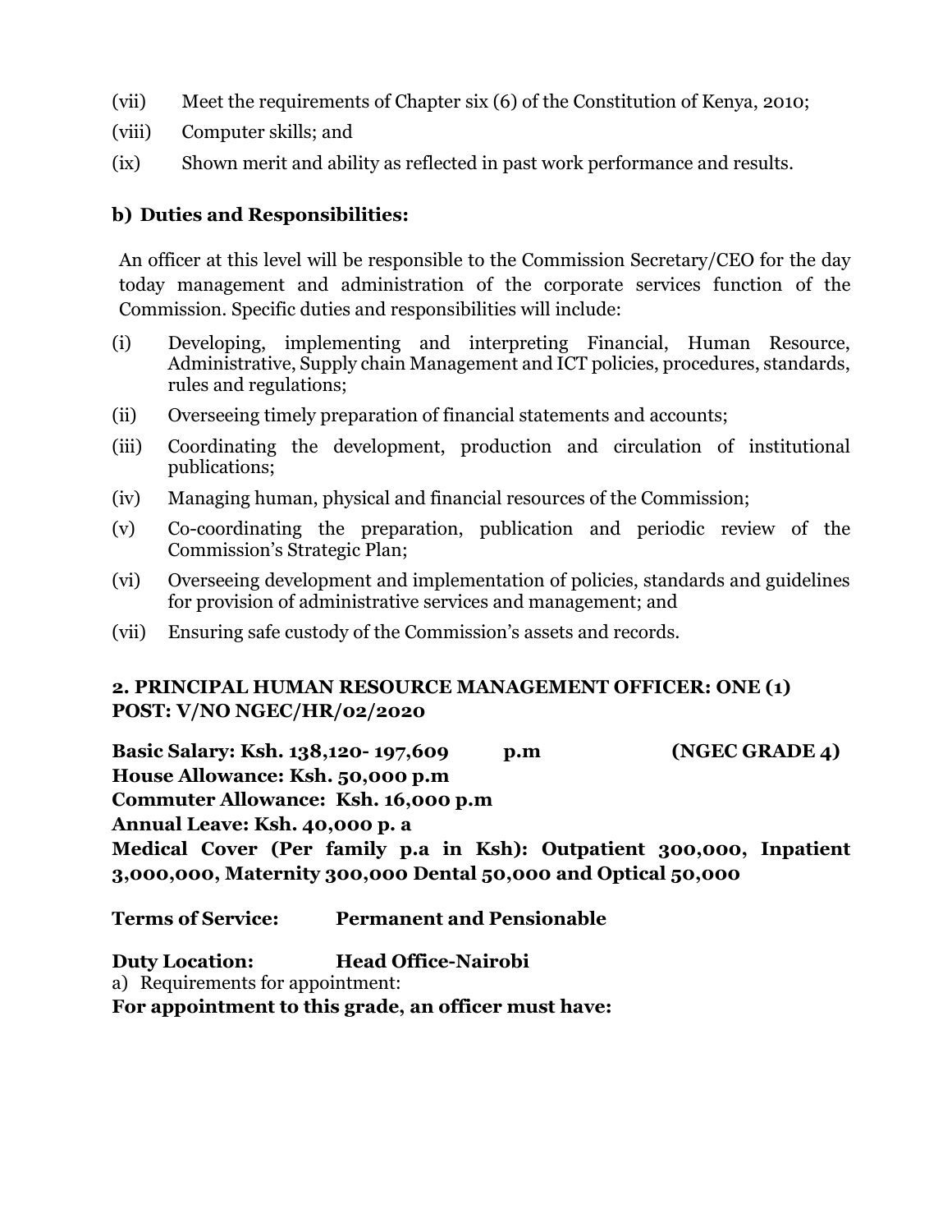(vii) Meet the requirements of Chapter six (6) of the Constitution of Kenya, 2010;

(viii) Computer skills; and

(ix) Shown merit and ability as reflected in past work performance and results.

**b) Duties and Responsibilities:**

An officer at this level will be responsible to the Commission Secretary/CEO for the day today management and administration of the corporate services function of the Commission. Specific duties and responsibilities will include:

(i) Developing, implementing and interpreting Financial, Human Resource, Administrative, Supply chain Management and ICT policies, procedures, standards, rules and regulations;

(ii) Overseeing timely preparation of financial statements and accounts;

(iii) Coordinating the development, production and circulation of institutional publications;

(iv) Managing human, physical and financial resources of the Commission;

(v) Co-coordinating the preparation, publication and periodic review of the Commission's Strategic Plan;

(vi) Overseeing development and implementation of policies, standards and guidelines for provision of administrative services and management; and

(vii) Ensuring safe custody of the Commission's assets and records.

**2. PRINCIPAL HUMAN RESOURCE MANAGEMENT OFFICER: ONE (1) POST: V/NO NGEC/HR/02/2020**

**Basic Salary: Ksh. 138,120- 197,609 p.m (NGEC GRADE 4)**
**House Allowance: Ksh. 50,000 p.m**
**Commuter Allowance: Ksh. 16,000 p.m**
**Annual Leave: Ksh. 40,000 p. a**
**Medical Cover (Per family p.a in Ksh): Outpatient 300,000, Inpatient 3,000,000, Maternity 300,000 Dental 50,000 and Optical 50,000**

**Terms of Service: Permanent and Pensionable**

**Duty Location: Head Office-Nairobi**

a) Requirements for appointment:

**For appointment to this grade, an officer must have:**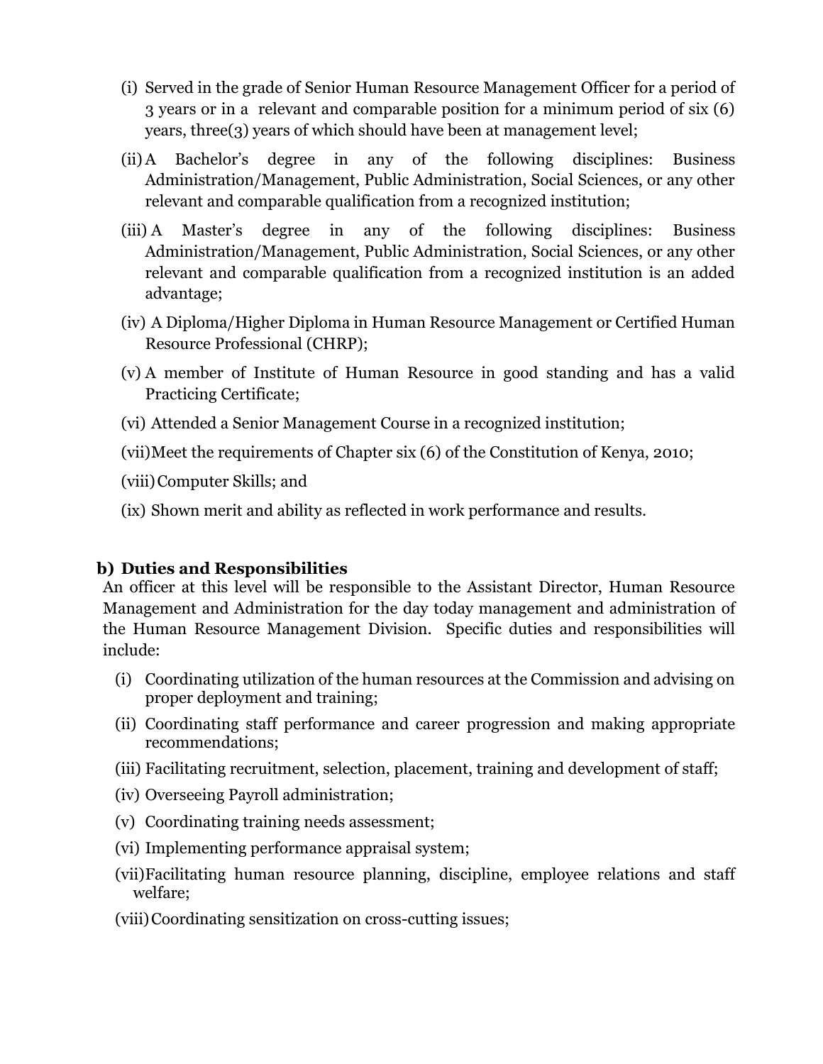(i) Served in the grade of Senior Human Resource Management Officer for a period of 3 years or in a relevant and comparable position for a minimum period of six (6) years, three(3) years of which should have been at management level;

(ii) A Bachelor's degree in any of the following disciplines: Business Administration/Management, Public Administration, Social Sciences, or any other relevant and comparable qualification from a recognized institution;

(iii) A Master's degree in any of the following disciplines: Business Administration/Management, Public Administration, Social Sciences, or any other relevant and comparable qualification from a recognized institution is an added advantage;

(iv) A Diploma/Higher Diploma in Human Resource Management or Certified Human Resource Professional (CHRP);

(v) A member of Institute of Human Resource in good standing and has a valid Practicing Certificate;

(vi) Attended a Senior Management Course in a recognized institution;

(vii) Meet the requirements of Chapter six (6) of the Constitution of Kenya, 2010;

(viii) Computer Skills; and

(ix) Shown merit and ability as reflected in work performance and results.

**b) Duties and Responsibilities**

An officer at this level will be responsible to the Assistant Director, Human Resource Management and Administration for the day today management and administration of the Human Resource Management Division. Specific duties and responsibilities will include:

(i) Coordinating utilization of the human resources at the Commission and advising on proper deployment and training;

(ii) Coordinating staff performance and career progression and making appropriate recommendations;

(iii) Facilitating recruitment, selection, placement, training and development of staff;

(iv) Overseeing Payroll administration;

(v) Coordinating training needs assessment;

(vi) Implementing performance appraisal system;

(vii) Facilitating human resource planning, discipline, employee relations and staff welfare;

(viii) Coordinating sensitization on cross-cutting issues;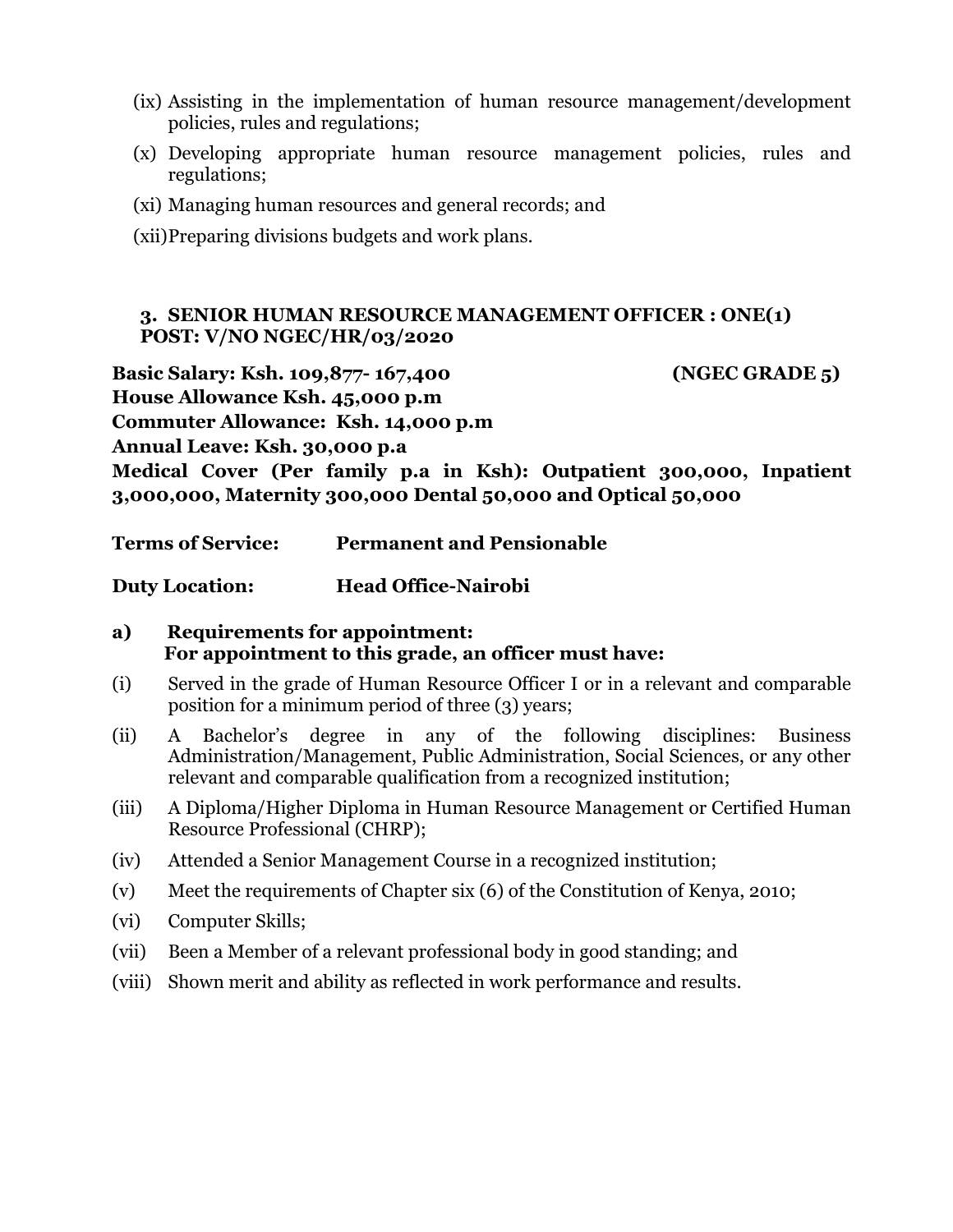(ix) Assisting in the implementation of human resource management/development policies, rules and regulations;

(x) Developing appropriate human resource management policies, rules and regulations;

(xi) Managing human resources and general records; and

(xii) Preparing divisions budgets and work plans.

### 3. SENIOR HUMAN RESOURCE MANAGEMENT OFFICER : ONE(1) POST: V/NO NGEC/HR/03/2020

**Basic Salary: Ksh. 109,877- 167,400 (NGEC GRADE 5)**
**House Allowance Ksh. 45,000 p.m**
**Commuter Allowance: Ksh. 14,000 p.m**
**Annual Leave: Ksh. 30,000 p.a**
**Medical Cover (Per family p.a in Ksh): Outpatient 300,000, Inpatient 3,000,000, Maternity 300,000 Dental 50,000 and Optical 50,000**

**Terms of Service: Permanent and Pensionable**

**Duty Location: Head Office-Nairobi**

**a) Requirements for appointment:**
**For appointment to this grade, an officer must have:**

(i) Served in the grade of Human Resource Officer I or in a relevant and comparable position for a minimum period of three (3) years;

(ii) A Bachelor's degree in any of the following disciplines: Business Administration/Management, Public Administration, Social Sciences, or any other relevant and comparable qualification from a recognized institution;

(iii) A Diploma/Higher Diploma in Human Resource Management or Certified Human Resource Professional (CHRP);

(iv) Attended a Senior Management Course in a recognized institution;

(v) Meet the requirements of Chapter six (6) of the Constitution of Kenya, 2010;

(vi) Computer Skills;

(vii) Been a Member of a relevant professional body in good standing; and

(viii) Shown merit and ability as reflected in work performance and results.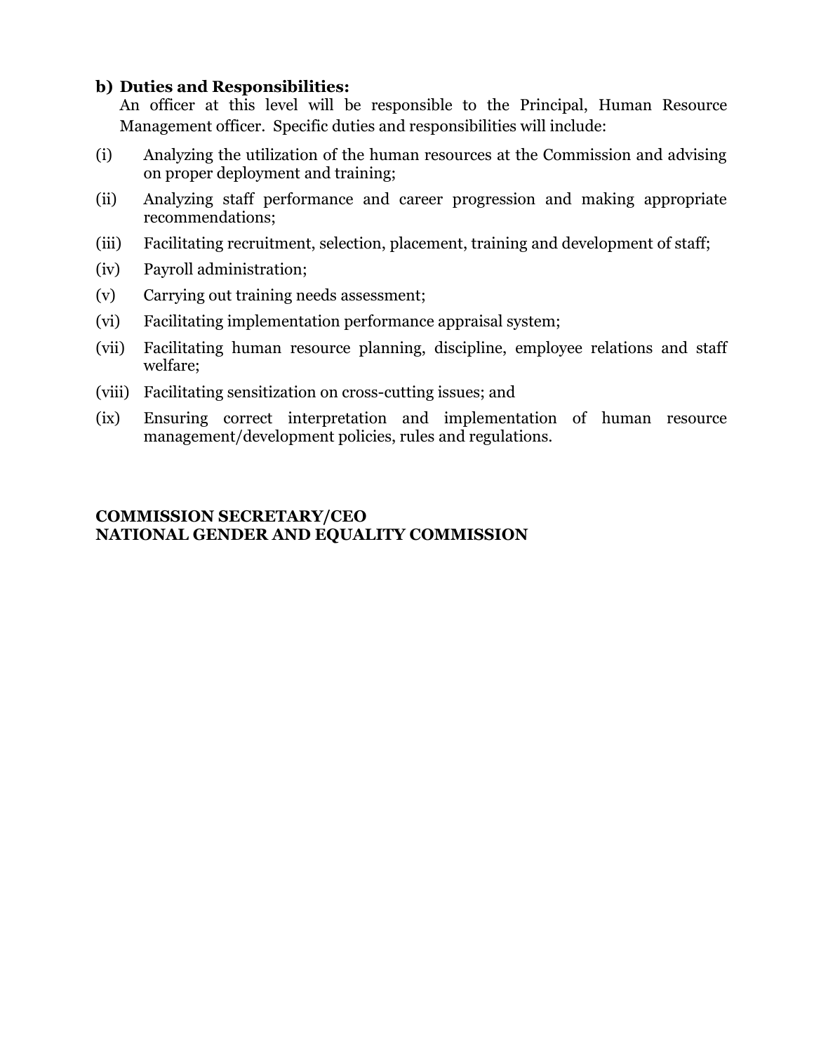**b) Duties and Responsibilities:**

An officer at this level will be responsible to the Principal, Human Resource Management officer. Specific duties and responsibilities will include:

(i) Analyzing the utilization of the human resources at the Commission and advising on proper deployment and training;

(ii) Analyzing staff performance and career progression and making appropriate recommendations;

(iii) Facilitating recruitment, selection, placement, training and development of staff;

(iv) Payroll administration;

(v) Carrying out training needs assessment;

(vi) Facilitating implementation performance appraisal system;

(vii) Facilitating human resource planning, discipline, employee relations and staff welfare;

(viii) Facilitating sensitization on cross-cutting issues; and

(ix) Ensuring correct interpretation and implementation of human resource management/development policies, rules and regulations.

**COMMISSION SECRETARY/CEO**
**NATIONAL GENDER AND EQUALITY COMMISSION**